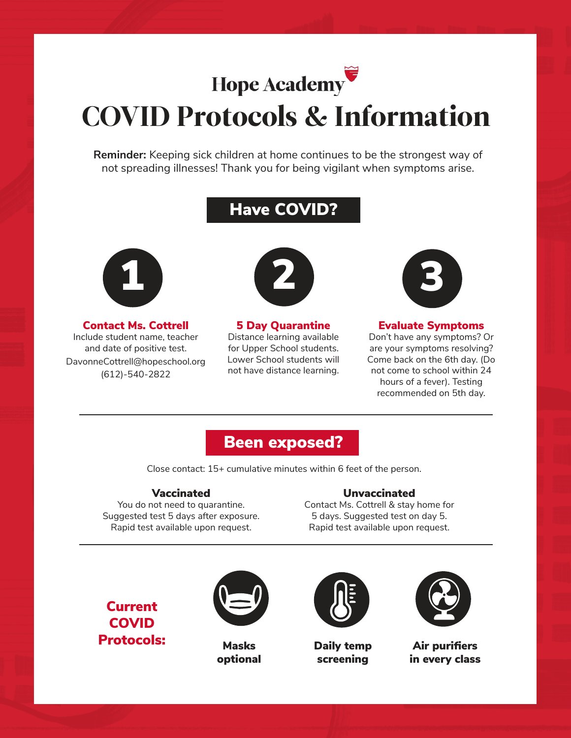# Hope Academy

# COVID Protocols & Information

**Reminder:** Keeping sick children at home continues to be the strongest way of not spreading illnesses! Thank you for being vigilant when symptoms arise.

## Have COVID?

### 1. Contact Ms. Cottrell

Include student name, teacher and date of positive test.
DavonneCottrell@hopeschool.org
(612)-540-2822

### 2. 5 Day Quarantine

Distance learning available for Upper School students. Lower School students will not have distance learning.

### 3. Evaluate Symptoms

Don't have any symptoms? Or are your symptoms resolving? Come back on the 6th day. (Do not come to school within 24 hours of a fever). Testing recommended on 5th day.

---

## Been exposed?

Close contact: 15+ cumulative minutes within 6 feet of the person.

### Vaccinated

You do not need to quarantine. Suggested test 5 days after exposure. Rapid test available upon request.

### Unvaccinated

Contact Ms. Cottrell & stay home for 5 days. Suggested test on day 5. Rapid test available upon request.

---

## Current COVID Protocols:

- **Masks optional**
- **Daily temp screening**
- **Air purifiers in every class**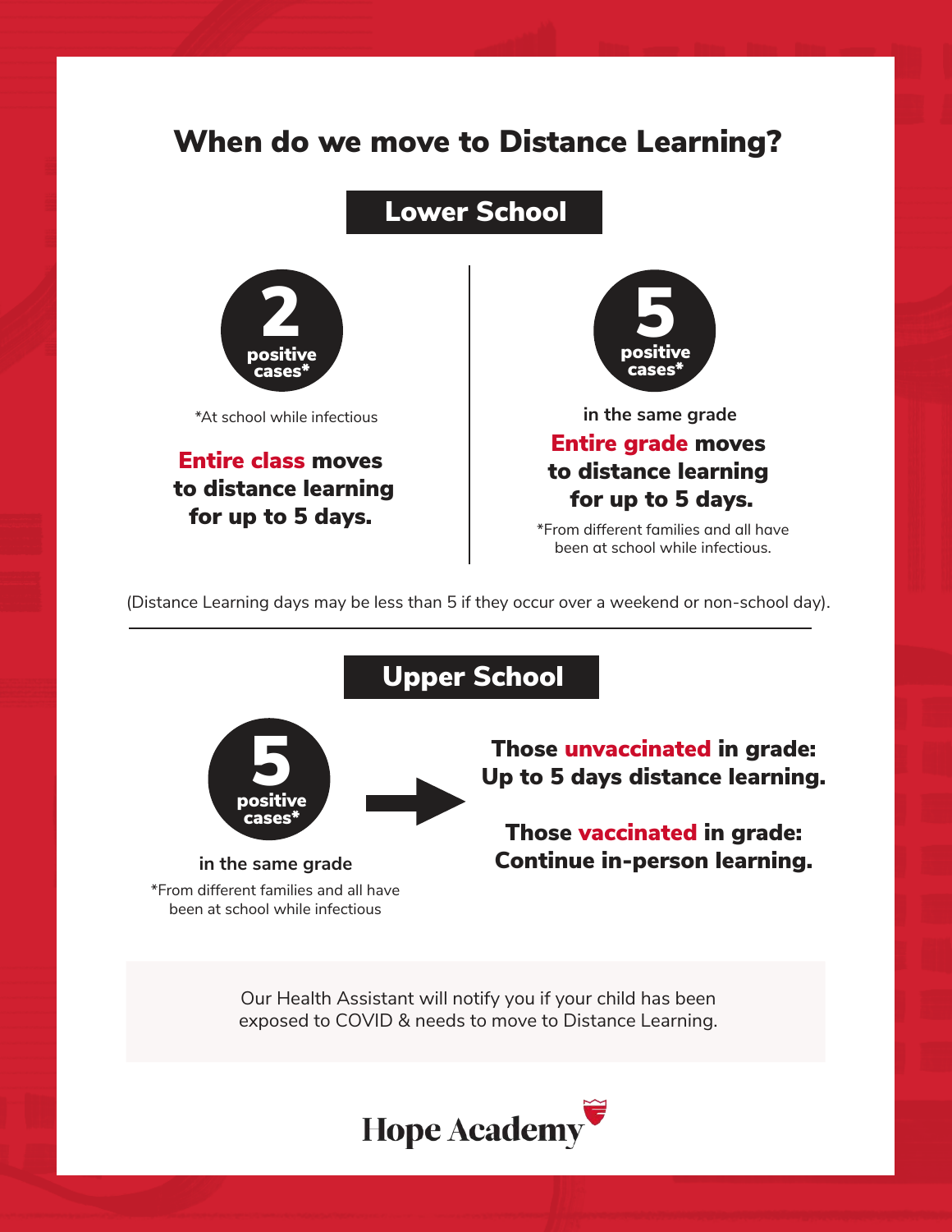# When do we move to Distance Learning?

## Lower School

**2 positive cases***

*At school while infectious

**Entire class moves to distance learning for up to 5 days.**

**5 positive cases***

**in the same grade**

**Entire grade moves to distance learning for up to 5 days.**

*From different families and all have been at school while infectious.

(Distance Learning days may be less than 5 if they occur over a weekend or non-school day).

---

## Upper School

**5 positive cases***

**in the same grade**

*From different families and all have been at school while infectious

**Those unvaccinated in grade: Up to 5 days distance learning.**

**Those vaccinated in grade: Continue in-person learning.**

Our Health Assistant will notify you if your child has been exposed to COVID & needs to move to Distance Learning.

Hope Academy